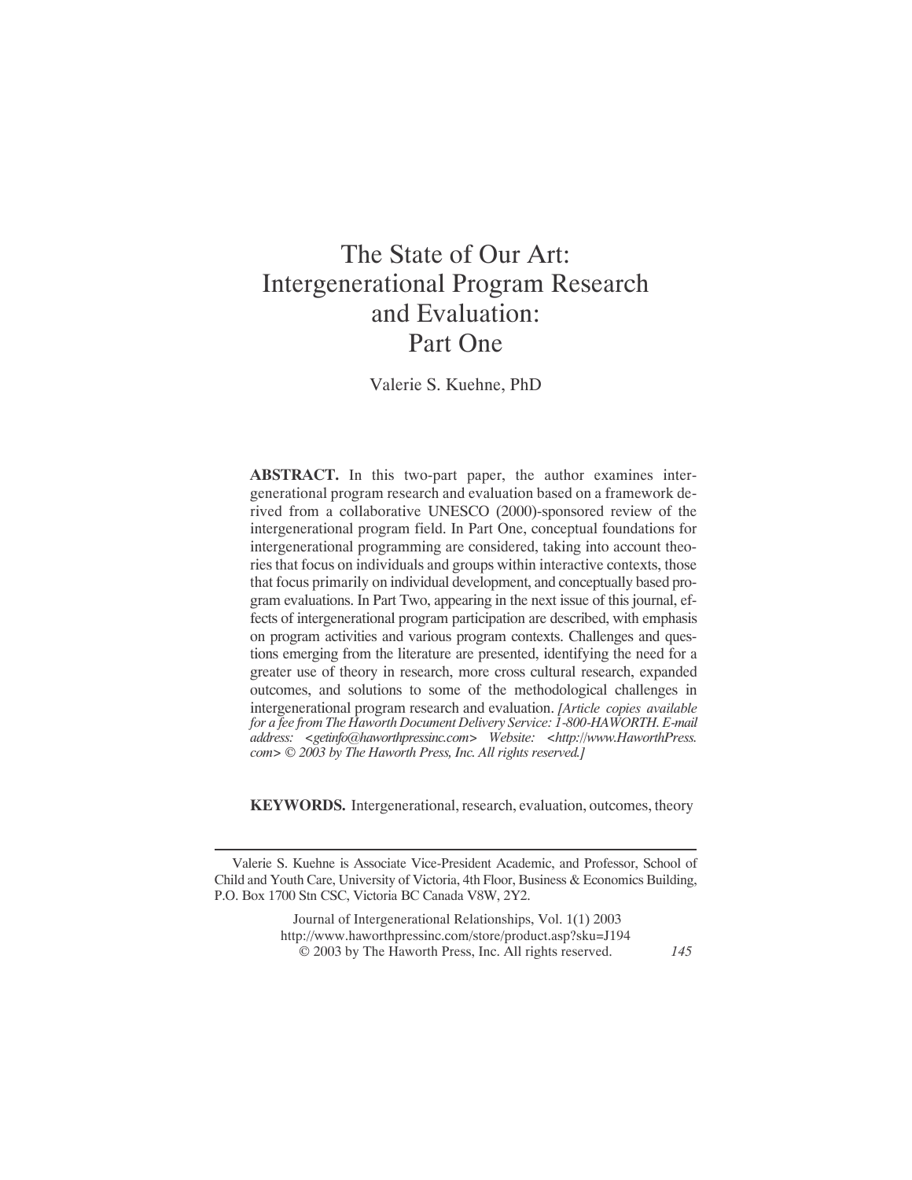# The State of Our Art: Intergenerational Program Research and Evaluation: Part One

Valerie S. Kuehne, PhD

**ABSTRACT.** In this two-part paper, the author examines intergenerational program research and evaluation based on a framework derived from a collaborative UNESCO (2000)-sponsored review of the intergenerational program field. In Part One, conceptual foundations for intergenerational programming are considered, taking into account theories that focus on individuals and groups within interactive contexts, those that focus primarily on individual development, and conceptually based program evaluations. In Part Two, appearing in the next issue of this journal, effects of intergenerational program participation are described, with emphasis on program activities and various program contexts. Challenges and questions emerging from the literature are presented, identifying the need for a greater use of theory in research, more cross cultural research, expanded outcomes, and solutions to some of the methodological challenges in intergenerational program research and evaluation. *[Article copies available for a fee from The Haworth Document Delivery Service: 1-800-HAWORTH. E-mail address: <getinfo@haworthpressinc.com> Website: <http://www.HaworthPress.com> © 2003 by The Haworth Press, Inc. All rights reserved.]*

**KEYWORDS.** Intergenerational, research, evaluation, outcomes, theory

---

Valerie S. Kuehne is Associate Vice-President Academic, and Professor, School of Child and Youth Care, University of Victoria, 4th Floor, Business & Economics Building, P.O. Box 1700 Stn CSC, Victoria BC Canada V8W, 2Y2.

Journal of Intergenerational Relationships, Vol. 1(1) 2003
http://www.haworthpressinc.com/store/product.asp?sku=J194
© 2003 by The Haworth Press, Inc. All rights reserved.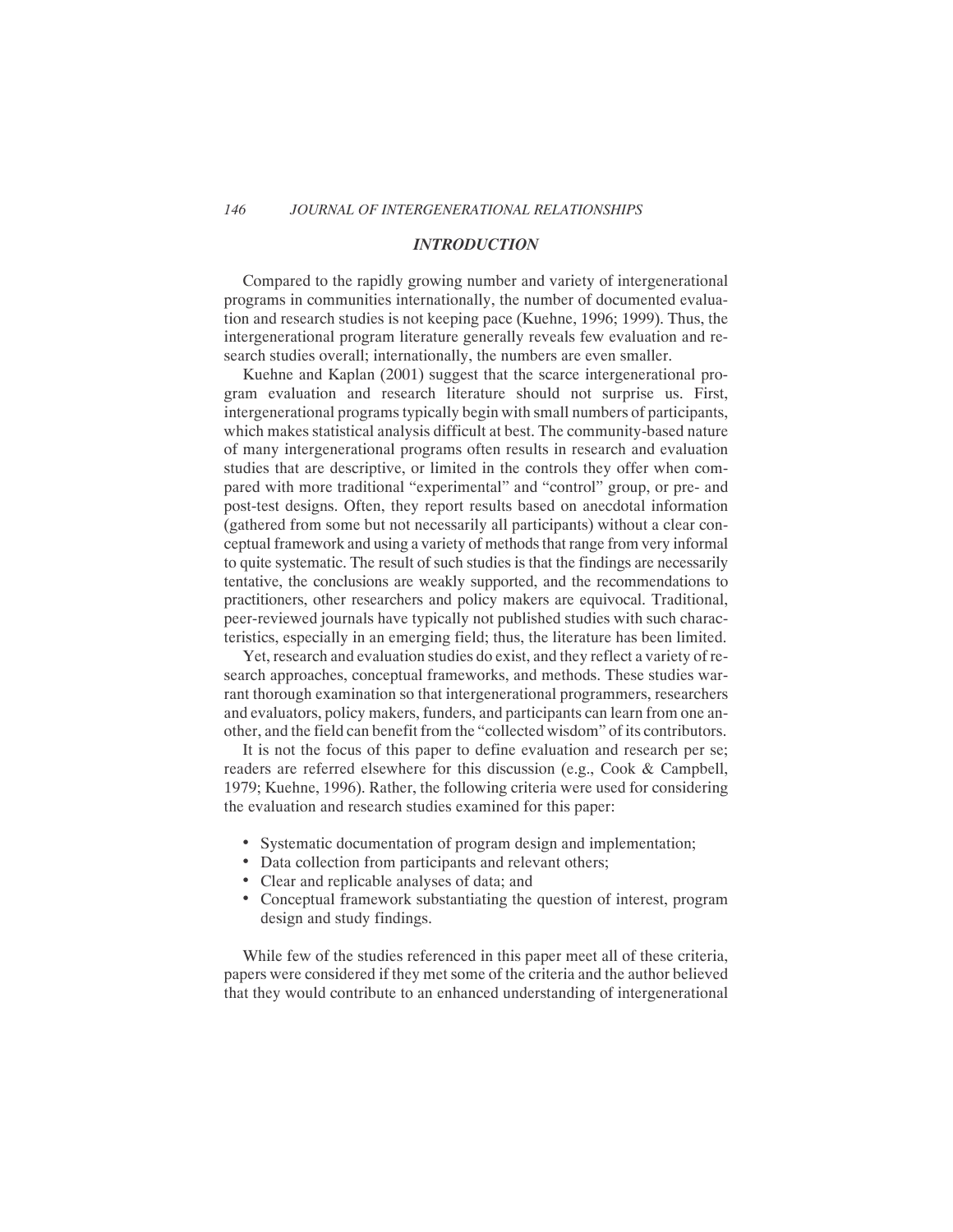## *INTRODUCTION*

Compared to the rapidly growing number and variety of intergenerational programs in communities internationally, the number of documented evaluation and research studies is not keeping pace (Kuehne, 1996; 1999). Thus, the intergenerational program literature generally reveals few evaluation and research studies overall; internationally, the numbers are even smaller.

Kuehne and Kaplan (2001) suggest that the scarce intergenerational program evaluation and research literature should not surprise us. First, intergenerational programs typically begin with small numbers of participants, which makes statistical analysis difficult at best. The community-based nature of many intergenerational programs often results in research and evaluation studies that are descriptive, or limited in the controls they offer when compared with more traditional "experimental" and "control" group, or pre- and post-test designs. Often, they report results based on anecdotal information (gathered from some but not necessarily all participants) without a clear conceptual framework and using a variety of methods that range from very informal to quite systematic. The result of such studies is that the findings are necessarily tentative, the conclusions are weakly supported, and the recommendations to practitioners, other researchers and policy makers are equivocal. Traditional, peer-reviewed journals have typically not published studies with such characteristics, especially in an emerging field; thus, the literature has been limited.

Yet, research and evaluation studies do exist, and they reflect a variety of research approaches, conceptual frameworks, and methods. These studies warrant thorough examination so that intergenerational programmers, researchers and evaluators, policy makers, funders, and participants can learn from one another, and the field can benefit from the "collected wisdom" of its contributors.

It is not the focus of this paper to define evaluation and research per se; readers are referred elsewhere for this discussion (e.g., Cook & Campbell, 1979; Kuehne, 1996). Rather, the following criteria were used for considering the evaluation and research studies examined for this paper:

- Systematic documentation of program design and implementation;
- Data collection from participants and relevant others;
- Clear and replicable analyses of data; and
- Conceptual framework substantiating the question of interest, program design and study findings.

While few of the studies referenced in this paper meet all of these criteria, papers were considered if they met some of the criteria and the author believed that they would contribute to an enhanced understanding of intergenerational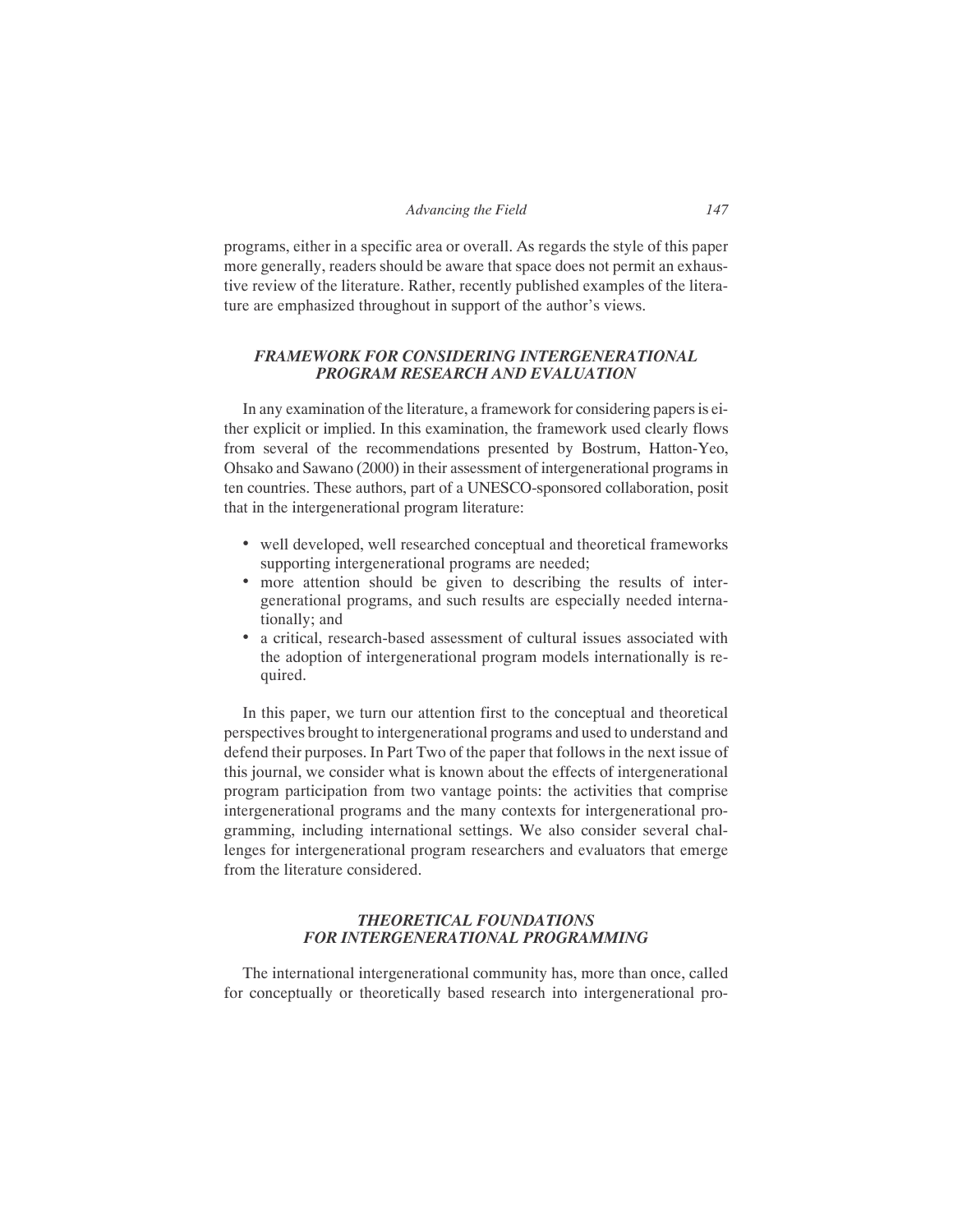programs, either in a specific area or overall. As regards the style of this paper more generally, readers should be aware that space does not permit an exhaustive review of the literature. Rather, recently published examples of the literature are emphasized throughout in support of the author's views.

## *FRAMEWORK FOR CONSIDERING INTERGENERATIONAL PROGRAM RESEARCH AND EVALUATION*

In any examination of the literature, a framework for considering papers is either explicit or implied. In this examination, the framework used clearly flows from several of the recommendations presented by Bostrum, Hatton-Yeo, Ohsako and Sawano (2000) in their assessment of intergenerational programs in ten countries. These authors, part of a UNESCO-sponsored collaboration, posit that in the intergenerational program literature:

- well developed, well researched conceptual and theoretical frameworks supporting intergenerational programs are needed;
- more attention should be given to describing the results of intergenerational programs, and such results are especially needed internationally; and
- a critical, research-based assessment of cultural issues associated with the adoption of intergenerational program models internationally is required.

In this paper, we turn our attention first to the conceptual and theoretical perspectives brought to intergenerational programs and used to understand and defend their purposes. In Part Two of the paper that follows in the next issue of this journal, we consider what is known about the effects of intergenerational program participation from two vantage points: the activities that comprise intergenerational programs and the many contexts for intergenerational programming, including international settings. We also consider several challenges for intergenerational program researchers and evaluators that emerge from the literature considered.

## *THEORETICAL FOUNDATIONS FOR INTERGENERATIONAL PROGRAMMING*

The international intergenerational community has, more than once, called for conceptually or theoretically based research into intergenerational pro-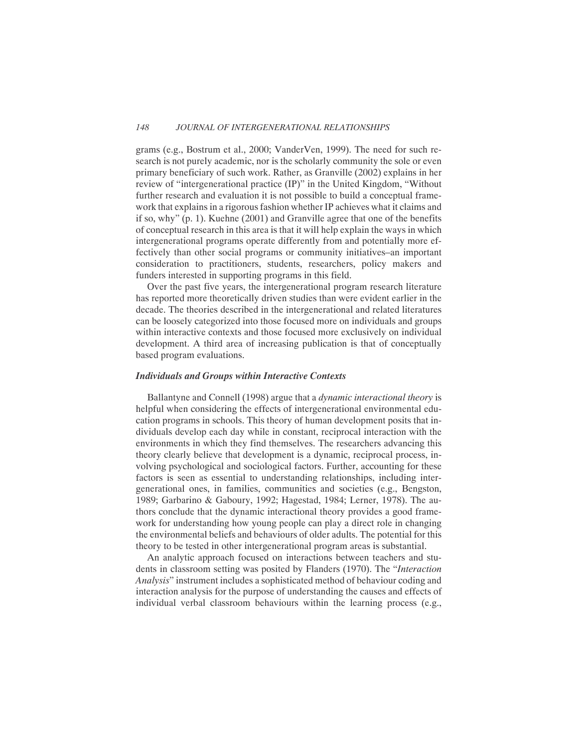grams (e.g., Bostrum et al., 2000; VanderVen, 1999). The need for such research is not purely academic, nor is the scholarly community the sole or even primary beneficiary of such work. Rather, as Granville (2002) explains in her review of "intergenerational practice (IP)" in the United Kingdom, "Without further research and evaluation it is not possible to build a conceptual framework that explains in a rigorous fashion whether IP achieves what it claims and if so, why" (p. 1). Kuehne (2001) and Granville agree that one of the benefits of conceptual research in this area is that it will help explain the ways in which intergenerational programs operate differently from and potentially more effectively than other social programs or community initiatives–an important consideration to practitioners, students, researchers, policy makers and funders interested in supporting programs in this field.

Over the past five years, the intergenerational program research literature has reported more theoretically driven studies than were evident earlier in the decade. The theories described in the intergenerational and related literatures can be loosely categorized into those focused more on individuals and groups within interactive contexts and those focused more exclusively on individual development. A third area of increasing publication is that of conceptually based program evaluations.

### *Individuals and Groups within Interactive Contexts*

Ballantyne and Connell (1998) argue that a *dynamic interactional theory* is helpful when considering the effects of intergenerational environmental education programs in schools. This theory of human development posits that individuals develop each day while in constant, reciprocal interaction with the environments in which they find themselves. The researchers advancing this theory clearly believe that development is a dynamic, reciprocal process, involving psychological and sociological factors. Further, accounting for these factors is seen as essential to understanding relationships, including intergenerational ones, in families, communities and societies (e.g., Bengston, 1989; Garbarino & Gaboury, 1992; Hagestad, 1984; Lerner, 1978). The authors conclude that the dynamic interactional theory provides a good framework for understanding how young people can play a direct role in changing the environmental beliefs and behaviours of older adults. The potential for this theory to be tested in other intergenerational program areas is substantial.

An analytic approach focused on interactions between teachers and students in classroom setting was posited by Flanders (1970). The "*Interaction Analysis*" instrument includes a sophisticated method of behaviour coding and interaction analysis for the purpose of understanding the causes and effects of individual verbal classroom behaviours within the learning process (e.g.,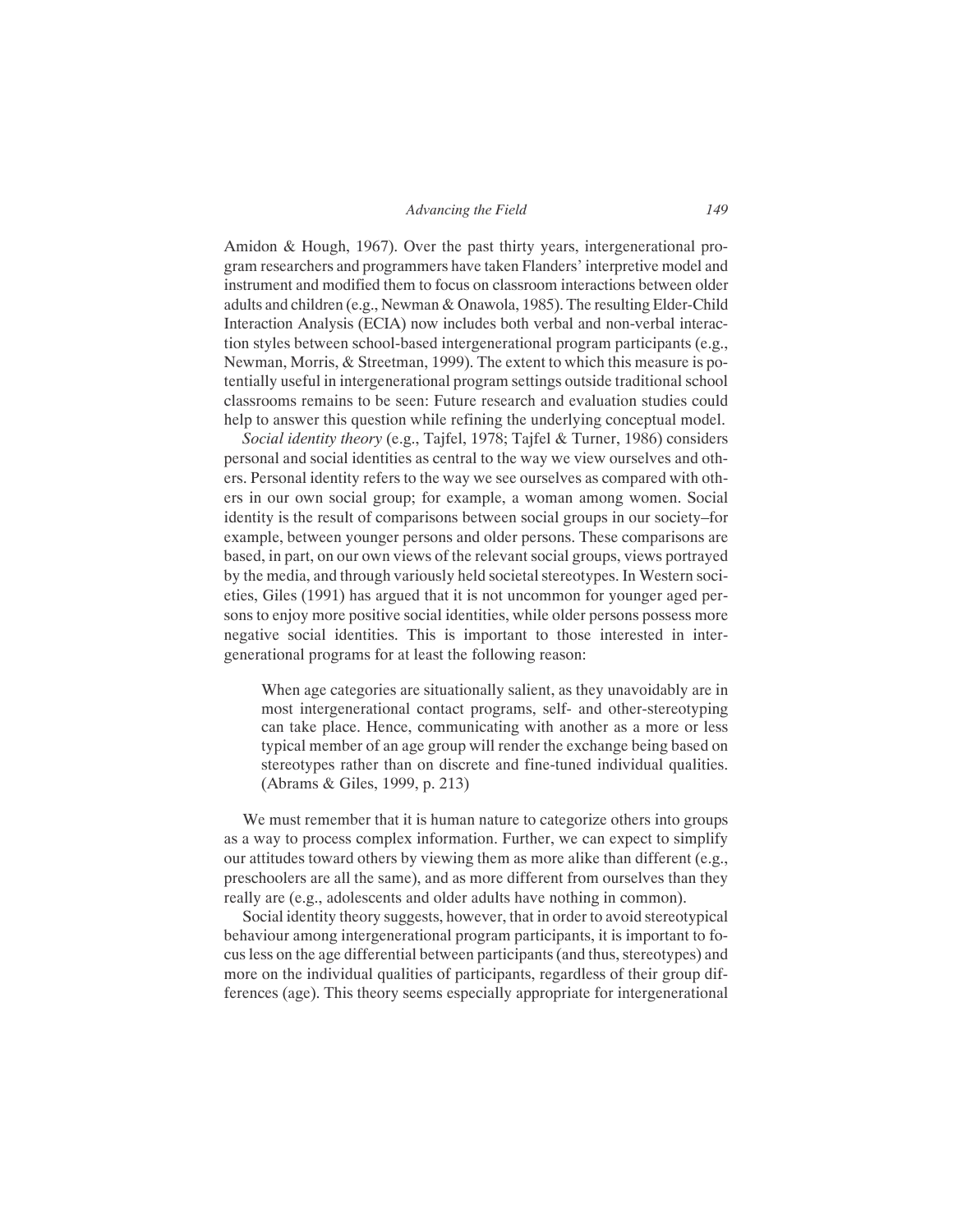Amidon & Hough, 1967). Over the past thirty years, intergenerational program researchers and programmers have taken Flanders' interpretive model and instrument and modified them to focus on classroom interactions between older adults and children (e.g., Newman & Onawola, 1985). The resulting Elder-Child Interaction Analysis (ECIA) now includes both verbal and non-verbal interaction styles between school-based intergenerational program participants (e.g., Newman, Morris, & Streetman, 1999). The extent to which this measure is potentially useful in intergenerational program settings outside traditional school classrooms remains to be seen: Future research and evaluation studies could help to answer this question while refining the underlying conceptual model.

*Social identity theory* (e.g., Tajfel, 1978; Tajfel & Turner, 1986) considers personal and social identities as central to the way we view ourselves and others. Personal identity refers to the way we see ourselves as compared with others in our own social group; for example, a woman among women. Social identity is the result of comparisons between social groups in our society–for example, between younger persons and older persons. These comparisons are based, in part, on our own views of the relevant social groups, views portrayed by the media, and through variously held societal stereotypes. In Western societies, Giles (1991) has argued that it is not uncommon for younger aged persons to enjoy more positive social identities, while older persons possess more negative social identities. This is important to those interested in intergenerational programs for at least the following reason:

> When age categories are situationally salient, as they unavoidably are in most intergenerational contact programs, self- and other-stereotyping can take place. Hence, communicating with another as a more or less typical member of an age group will render the exchange being based on stereotypes rather than on discrete and fine-tuned individual qualities. (Abrams & Giles, 1999, p. 213)

We must remember that it is human nature to categorize others into groups as a way to process complex information. Further, we can expect to simplify our attitudes toward others by viewing them as more alike than different (e.g., preschoolers are all the same), and as more different from ourselves than they really are (e.g., adolescents and older adults have nothing in common).

Social identity theory suggests, however, that in order to avoid stereotypical behaviour among intergenerational program participants, it is important to focus less on the age differential between participants (and thus, stereotypes) and more on the individual qualities of participants, regardless of their group differences (age). This theory seems especially appropriate for intergenerational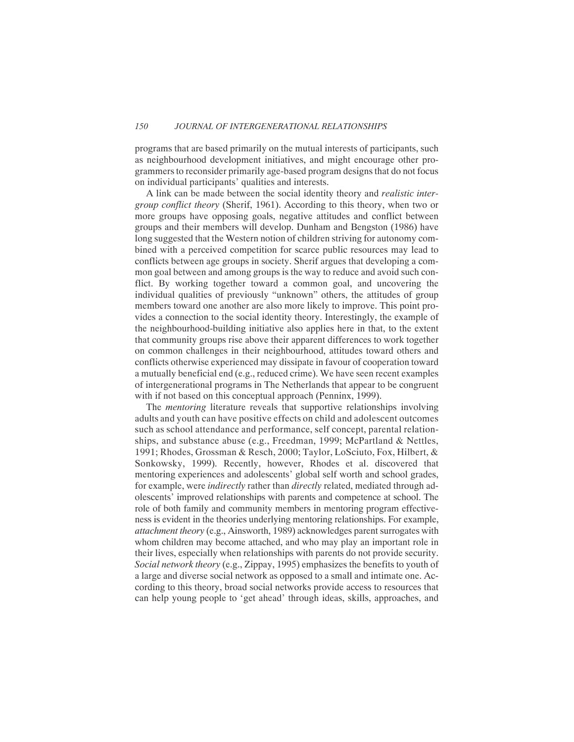programs that are based primarily on the mutual interests of participants, such as neighbourhood development initiatives, and might encourage other programmers to reconsider primarily age-based program designs that do not focus on individual participants' qualities and interests.

A link can be made between the social identity theory and *realistic intergroup conflict theory* (Sherif, 1961). According to this theory, when two or more groups have opposing goals, negative attitudes and conflict between groups and their members will develop. Dunham and Bengston (1986) have long suggested that the Western notion of children striving for autonomy combined with a perceived competition for scarce public resources may lead to conflicts between age groups in society. Sherif argues that developing a common goal between and among groups is the way to reduce and avoid such conflict. By working together toward a common goal, and uncovering the individual qualities of previously "unknown" others, the attitudes of group members toward one another are also more likely to improve. This point provides a connection to the social identity theory. Interestingly, the example of the neighbourhood-building initiative also applies here in that, to the extent that community groups rise above their apparent differences to work together on common challenges in their neighbourhood, attitudes toward others and conflicts otherwise experienced may dissipate in favour of cooperation toward a mutually beneficial end (e.g., reduced crime). We have seen recent examples of intergenerational programs in The Netherlands that appear to be congruent with if not based on this conceptual approach (Penninx, 1999).

The *mentoring* literature reveals that supportive relationships involving adults and youth can have positive effects on child and adolescent outcomes such as school attendance and performance, self concept, parental relationships, and substance abuse (e.g., Freedman, 1999; McPartland & Nettles, 1991; Rhodes, Grossman & Resch, 2000; Taylor, LoSciuto, Fox, Hilbert, & Sonkowsky, 1999). Recently, however, Rhodes et al. discovered that mentoring experiences and adolescents' global self worth and school grades, for example, were *indirectly* rather than *directly* related, mediated through adolescents' improved relationships with parents and competence at school. The role of both family and community members in mentoring program effectiveness is evident in the theories underlying mentoring relationships. For example, *attachment theory* (e.g., Ainsworth, 1989) acknowledges parent surrogates with whom children may become attached, and who may play an important role in their lives, especially when relationships with parents do not provide security. *Social network theory* (e.g., Zippay, 1995) emphasizes the benefits to youth of a large and diverse social network as opposed to a small and intimate one. According to this theory, broad social networks provide access to resources that can help young people to 'get ahead' through ideas, skills, approaches, and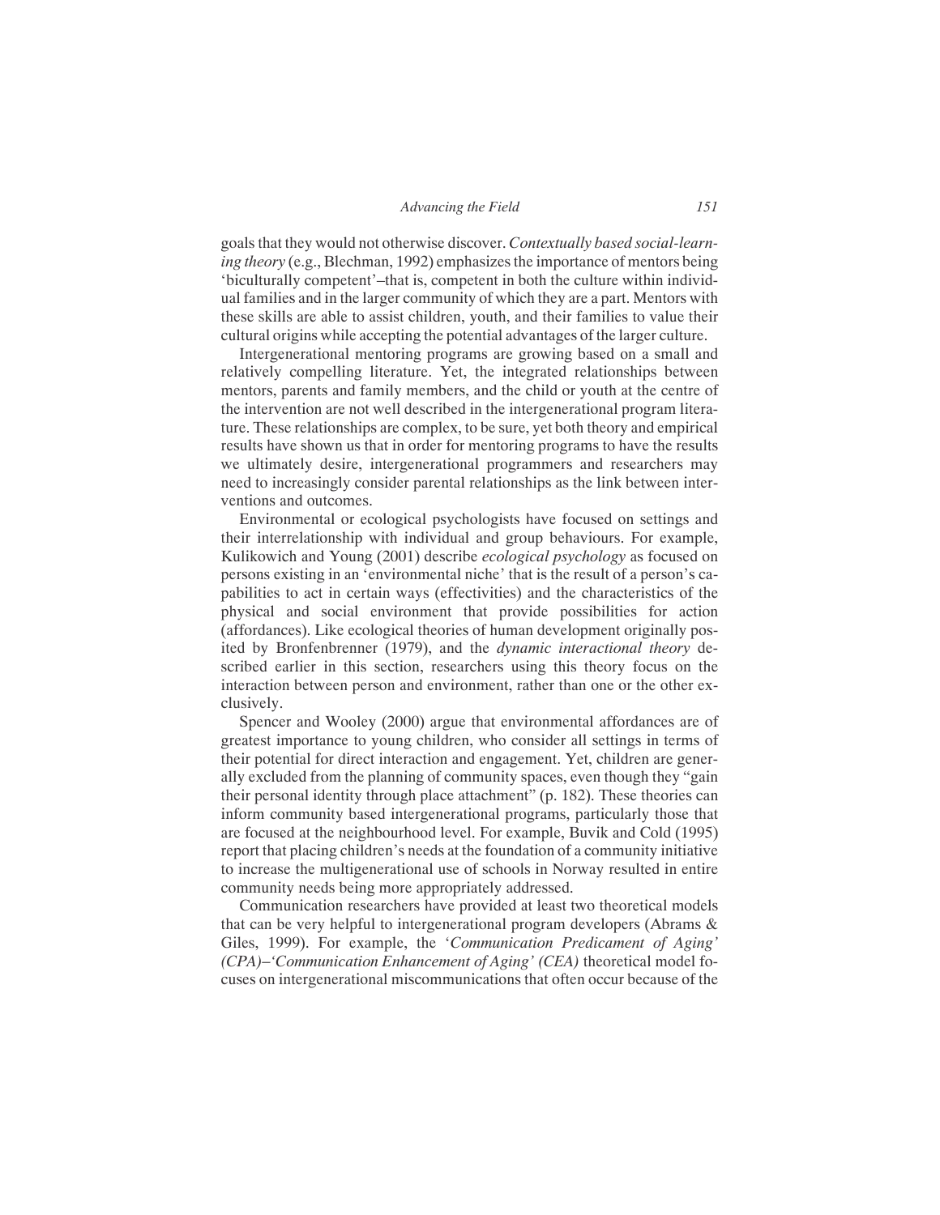goals that they would not otherwise discover. *Contextually based social-learning theory* (e.g., Blechman, 1992) emphasizes the importance of mentors being 'biculturally competent'–that is, competent in both the culture within individual families and in the larger community of which they are a part. Mentors with these skills are able to assist children, youth, and their families to value their cultural origins while accepting the potential advantages of the larger culture.

Intergenerational mentoring programs are growing based on a small and relatively compelling literature. Yet, the integrated relationships between mentors, parents and family members, and the child or youth at the centre of the intervention are not well described in the intergenerational program literature. These relationships are complex, to be sure, yet both theory and empirical results have shown us that in order for mentoring programs to have the results we ultimately desire, intergenerational programmers and researchers may need to increasingly consider parental relationships as the link between interventions and outcomes.

Environmental or ecological psychologists have focused on settings and their interrelationship with individual and group behaviours. For example, Kulikowich and Young (2001) describe *ecological psychology* as focused on persons existing in an 'environmental niche' that is the result of a person's capabilities to act in certain ways (effectivities) and the characteristics of the physical and social environment that provide possibilities for action (affordances). Like ecological theories of human development originally posited by Bronfenbrenner (1979), and the *dynamic interactional theory* described earlier in this section, researchers using this theory focus on the interaction between person and environment, rather than one or the other exclusively.

Spencer and Wooley (2000) argue that environmental affordances are of greatest importance to young children, who consider all settings in terms of their potential for direct interaction and engagement. Yet, children are generally excluded from the planning of community spaces, even though they "gain their personal identity through place attachment" (p. 182). These theories can inform community based intergenerational programs, particularly those that are focused at the neighbourhood level. For example, Buvik and Cold (1995) report that placing children's needs at the foundation of a community initiative to increase the multigenerational use of schools in Norway resulted in entire community needs being more appropriately addressed.

Communication researchers have provided at least two theoretical models that can be very helpful to intergenerational program developers (Abrams & Giles, 1999). For example, the '*Communication Predicament of Aging' (CPA)–'Communication Enhancement of Aging' (CEA)* theoretical model focuses on intergenerational miscommunications that often occur because of the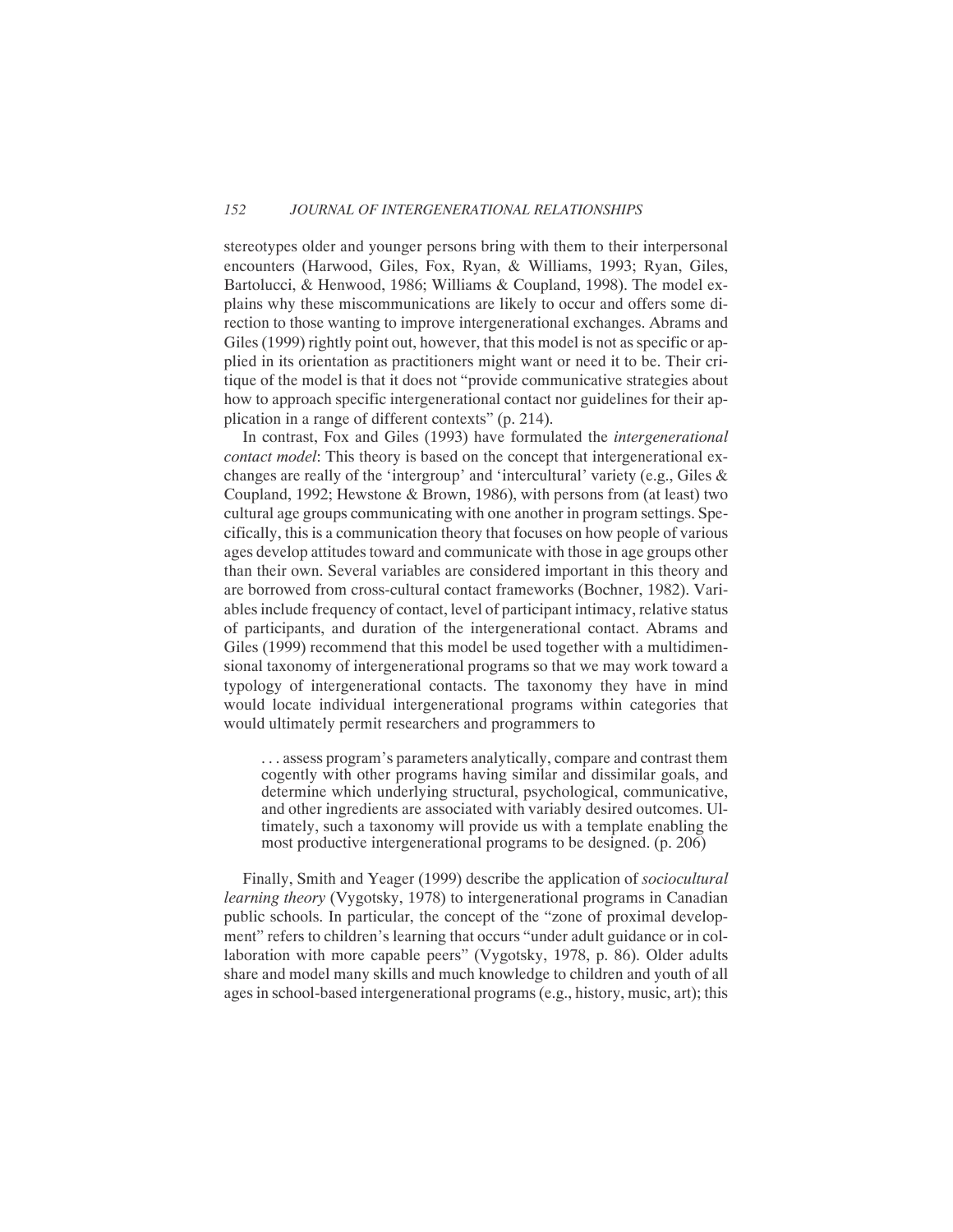stereotypes older and younger persons bring with them to their interpersonal encounters (Harwood, Giles, Fox, Ryan, & Williams, 1993; Ryan, Giles, Bartolucci, & Henwood, 1986; Williams & Coupland, 1998). The model explains why these miscommunications are likely to occur and offers some direction to those wanting to improve intergenerational exchanges. Abrams and Giles (1999) rightly point out, however, that this model is not as specific or applied in its orientation as practitioners might want or need it to be. Their critique of the model is that it does not "provide communicative strategies about how to approach specific intergenerational contact nor guidelines for their application in a range of different contexts" (p. 214).

In contrast, Fox and Giles (1993) have formulated the *intergenerational contact model*: This theory is based on the concept that intergenerational exchanges are really of the 'intergroup' and 'intercultural' variety (e.g., Giles & Coupland, 1992; Hewstone & Brown, 1986), with persons from (at least) two cultural age groups communicating with one another in program settings. Specifically, this is a communication theory that focuses on how people of various ages develop attitudes toward and communicate with those in age groups other than their own. Several variables are considered important in this theory and are borrowed from cross-cultural contact frameworks (Bochner, 1982). Variables include frequency of contact, level of participant intimacy, relative status of participants, and duration of the intergenerational contact. Abrams and Giles (1999) recommend that this model be used together with a multidimensional taxonomy of intergenerational programs so that we may work toward a typology of intergenerational contacts. The taxonomy they have in mind would locate individual intergenerational programs within categories that would ultimately permit researchers and programmers to

> . . . assess program's parameters analytically, compare and contrast them cogently with other programs having similar and dissimilar goals, and determine which underlying structural, psychological, communicative, and other ingredients are associated with variably desired outcomes. Ultimately, such a taxonomy will provide us with a template enabling the most productive intergenerational programs to be designed. (p. 206)

Finally, Smith and Yeager (1999) describe the application of *sociocultural learning theory* (Vygotsky, 1978) to intergenerational programs in Canadian public schools. In particular, the concept of the "zone of proximal development" refers to children's learning that occurs "under adult guidance or in collaboration with more capable peers" (Vygotsky, 1978, p. 86). Older adults share and model many skills and much knowledge to children and youth of all ages in school-based intergenerational programs (e.g., history, music, art); this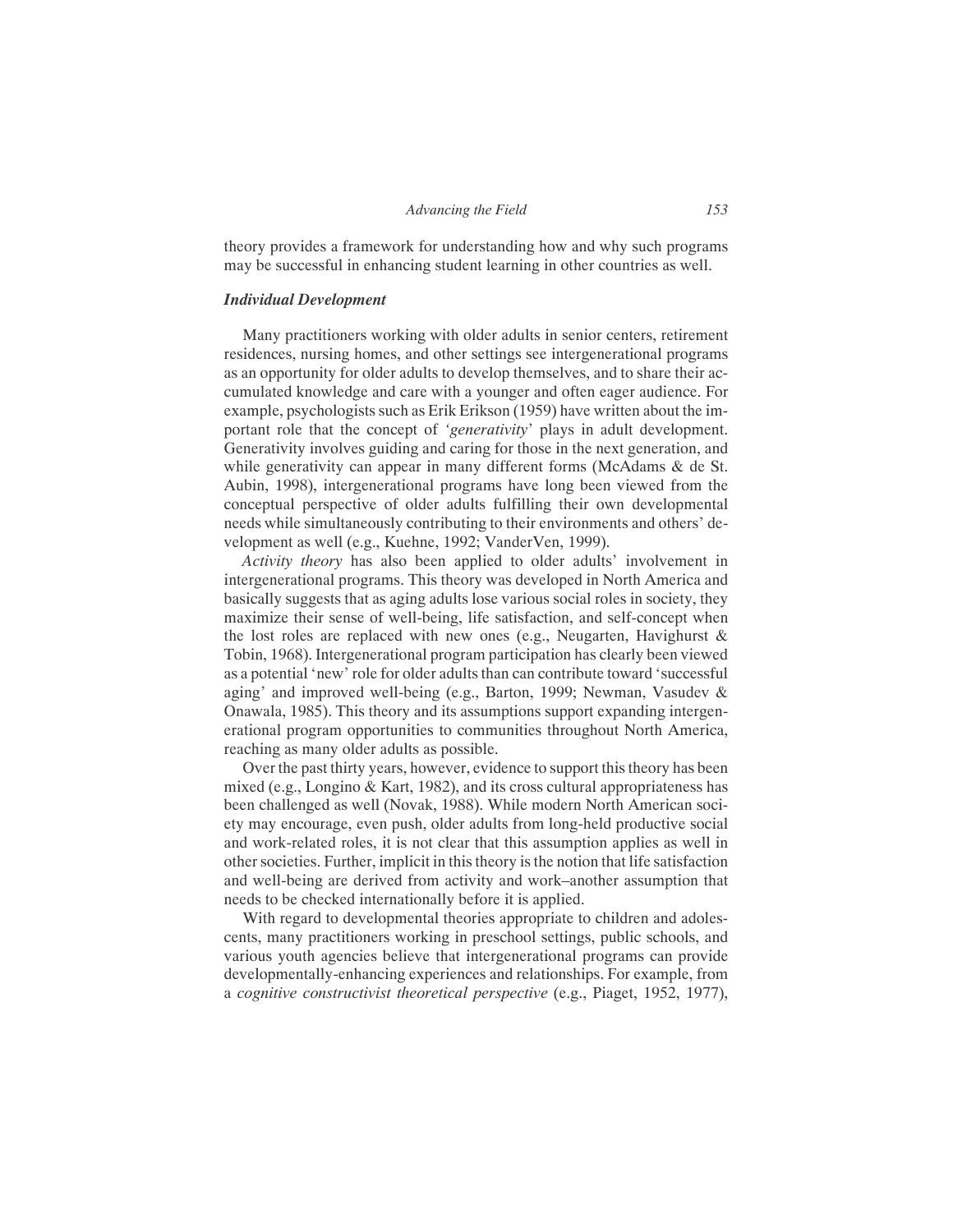theory provides a framework for understanding how and why such programs may be successful in enhancing student learning in other countries as well.

### *Individual Development*

Many practitioners working with older adults in senior centers, retirement residences, nursing homes, and other settings see intergenerational programs as an opportunity for older adults to develop themselves, and to share their accumulated knowledge and care with a younger and often eager audience. For example, psychologists such as Erik Erikson (1959) have written about the important role that the concept of *'generativity'* plays in adult development. Generativity involves guiding and caring for those in the next generation, and while generativity can appear in many different forms (McAdams & de St. Aubin, 1998), intergenerational programs have long been viewed from the conceptual perspective of older adults fulfilling their own developmental needs while simultaneously contributing to their environments and others' development as well (e.g., Kuehne, 1992; VanderVen, 1999).

*Activity theory* has also been applied to older adults' involvement in intergenerational programs. This theory was developed in North America and basically suggests that as aging adults lose various social roles in society, they maximize their sense of well-being, life satisfaction, and self-concept when the lost roles are replaced with new ones (e.g., Neugarten, Havighurst & Tobin, 1968). Intergenerational program participation has clearly been viewed as a potential 'new' role for older adults than can contribute toward 'successful aging' and improved well-being (e.g., Barton, 1999; Newman, Vasudev & Onawala, 1985). This theory and its assumptions support expanding intergenerational program opportunities to communities throughout North America, reaching as many older adults as possible.

Over the past thirty years, however, evidence to support this theory has been mixed (e.g., Longino & Kart, 1982), and its cross cultural appropriateness has been challenged as well (Novak, 1988). While modern North American society may encourage, even push, older adults from long-held productive social and work-related roles, it is not clear that this assumption applies as well in other societies. Further, implicit in this theory is the notion that life satisfaction and well-being are derived from activity and work–another assumption that needs to be checked internationally before it is applied.

With regard to developmental theories appropriate to children and adolescents, many practitioners working in preschool settings, public schools, and various youth agencies believe that intergenerational programs can provide developmentally-enhancing experiences and relationships. For example, from a *cognitive constructivist theoretical perspective* (e.g., Piaget, 1952, 1977),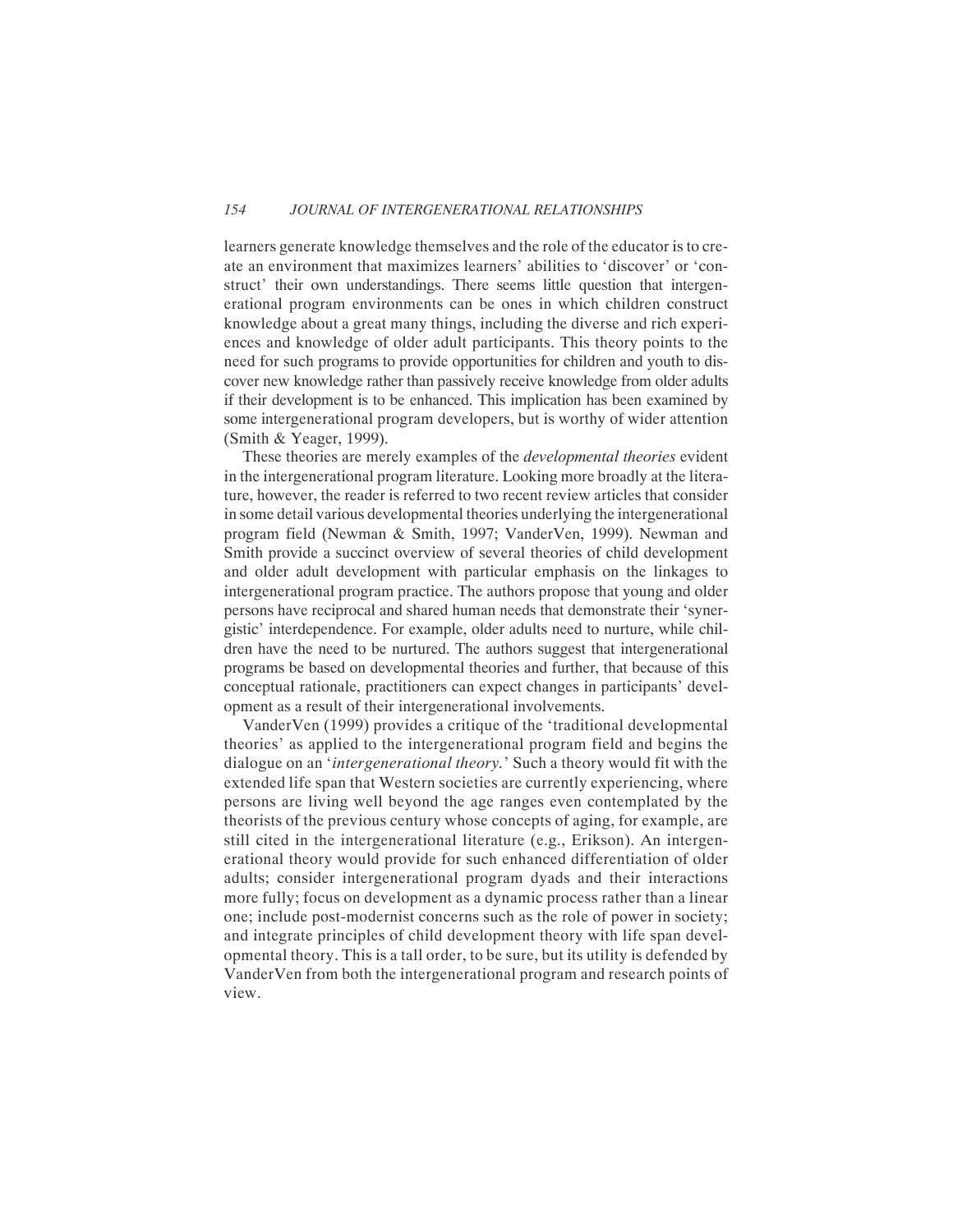learners generate knowledge themselves and the role of the educator is to create an environment that maximizes learners' abilities to 'discover' or 'construct' their own understandings. There seems little question that intergenerational program environments can be ones in which children construct knowledge about a great many things, including the diverse and rich experiences and knowledge of older adult participants. This theory points to the need for such programs to provide opportunities for children and youth to discover new knowledge rather than passively receive knowledge from older adults if their development is to be enhanced. This implication has been examined by some intergenerational program developers, but is worthy of wider attention (Smith & Yeager, 1999).

These theories are merely examples of the *developmental theories* evident in the intergenerational program literature. Looking more broadly at the literature, however, the reader is referred to two recent review articles that consider in some detail various developmental theories underlying the intergenerational program field (Newman & Smith, 1997; VanderVen, 1999). Newman and Smith provide a succinct overview of several theories of child development and older adult development with particular emphasis on the linkages to intergenerational program practice. The authors propose that young and older persons have reciprocal and shared human needs that demonstrate their 'synergistic' interdependence. For example, older adults need to nurture, while children have the need to be nurtured. The authors suggest that intergenerational programs be based on developmental theories and further, that because of this conceptual rationale, practitioners can expect changes in participants' development as a result of their intergenerational involvements.

VanderVen (1999) provides a critique of the 'traditional developmental theories' as applied to the intergenerational program field and begins the dialogue on an '*intergenerational theory.*' Such a theory would fit with the extended life span that Western societies are currently experiencing, where persons are living well beyond the age ranges even contemplated by the theorists of the previous century whose concepts of aging, for example, are still cited in the intergenerational literature (e.g., Erikson). An intergenerational theory would provide for such enhanced differentiation of older adults; consider intergenerational program dyads and their interactions more fully; focus on development as a dynamic process rather than a linear one; include post-modernist concerns such as the role of power in society; and integrate principles of child development theory with life span developmental theory. This is a tall order, to be sure, but its utility is defended by VanderVen from both the intergenerational program and research points of view.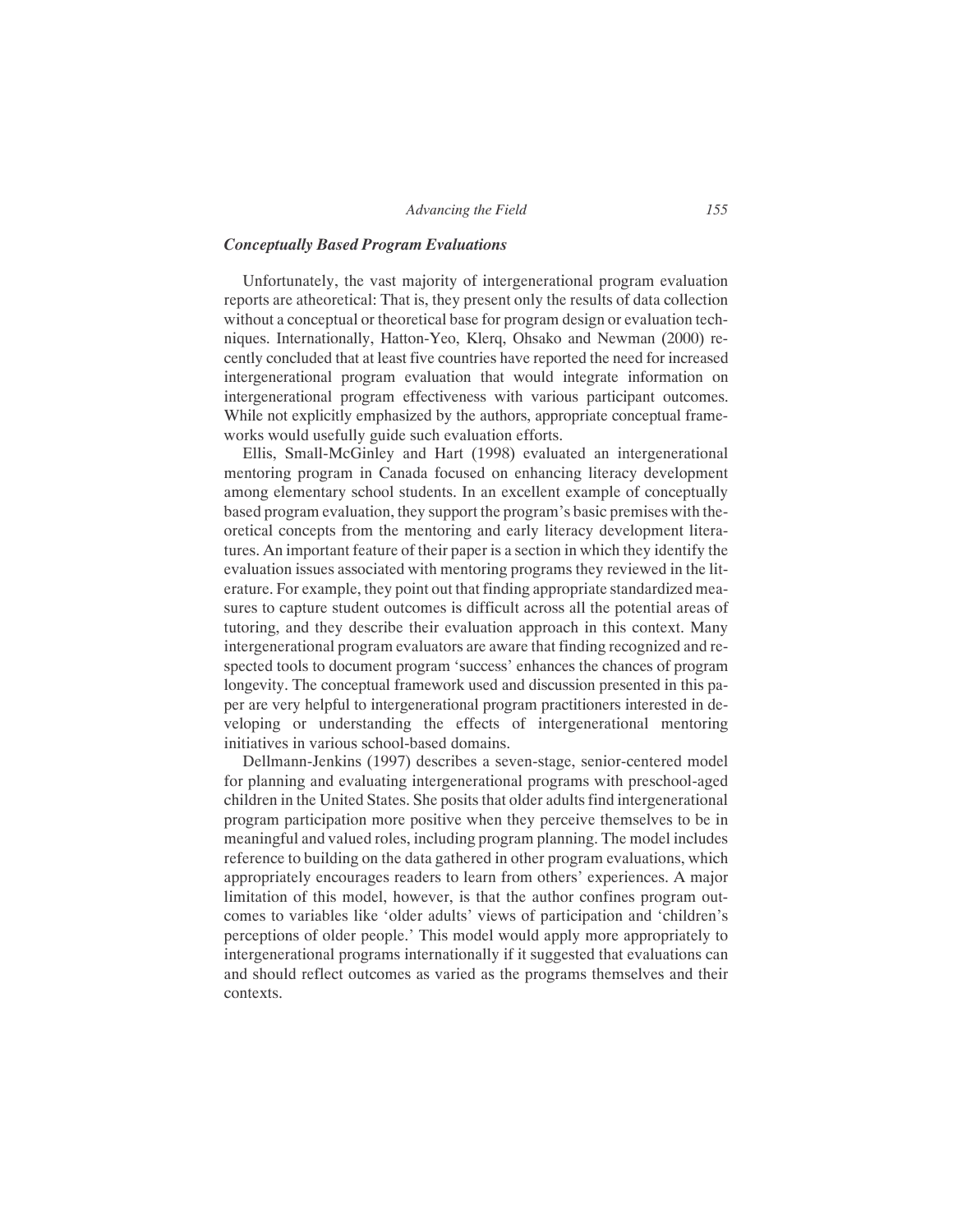### *Conceptually Based Program Evaluations*

Unfortunately, the vast majority of intergenerational program evaluation reports are atheoretical: That is, they present only the results of data collection without a conceptual or theoretical base for program design or evaluation techniques. Internationally, Hatton-Yeo, Klerq, Ohsako and Newman (2000) recently concluded that at least five countries have reported the need for increased intergenerational program evaluation that would integrate information on intergenerational program effectiveness with various participant outcomes. While not explicitly emphasized by the authors, appropriate conceptual frameworks would usefully guide such evaluation efforts.

Ellis, Small-McGinley and Hart (1998) evaluated an intergenerational mentoring program in Canada focused on enhancing literacy development among elementary school students. In an excellent example of conceptually based program evaluation, they support the program's basic premises with theoretical concepts from the mentoring and early literacy development literatures. An important feature of their paper is a section in which they identify the evaluation issues associated with mentoring programs they reviewed in the literature. For example, they point out that finding appropriate standardized measures to capture student outcomes is difficult across all the potential areas of tutoring, and they describe their evaluation approach in this context. Many intergenerational program evaluators are aware that finding recognized and respected tools to document program 'success' enhances the chances of program longevity. The conceptual framework used and discussion presented in this paper are very helpful to intergenerational program practitioners interested in developing or understanding the effects of intergenerational mentoring initiatives in various school-based domains.

Dellmann-Jenkins (1997) describes a seven-stage, senior-centered model for planning and evaluating intergenerational programs with preschool-aged children in the United States. She posits that older adults find intergenerational program participation more positive when they perceive themselves to be in meaningful and valued roles, including program planning. The model includes reference to building on the data gathered in other program evaluations, which appropriately encourages readers to learn from others' experiences. A major limitation of this model, however, is that the author confines program outcomes to variables like 'older adults' views of participation and 'children's perceptions of older people.' This model would apply more appropriately to intergenerational programs internationally if it suggested that evaluations can and should reflect outcomes as varied as the programs themselves and their contexts.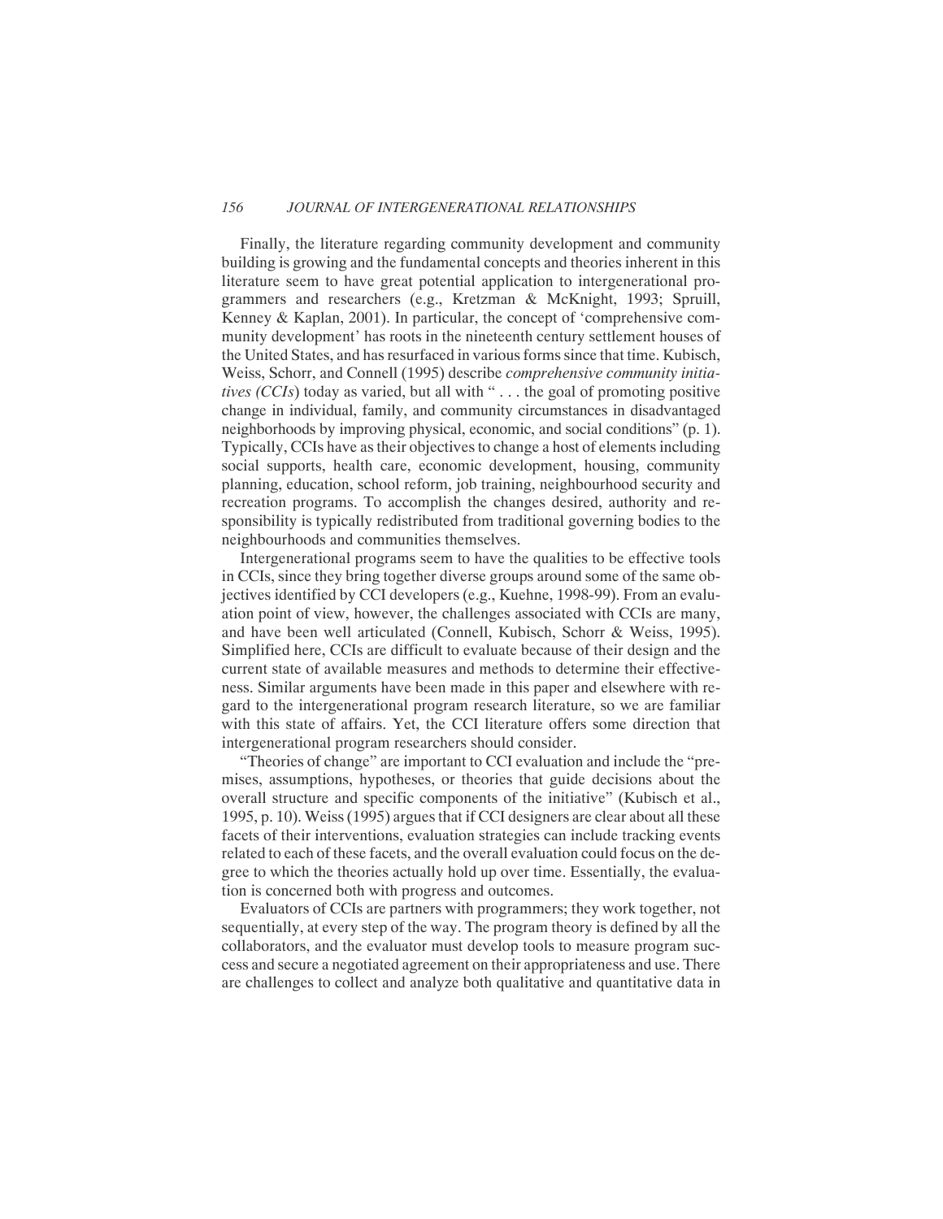Finally, the literature regarding community development and community building is growing and the fundamental concepts and theories inherent in this literature seem to have great potential application to intergenerational programmers and researchers (e.g., Kretzman & McKnight, 1993; Spruill, Kenney & Kaplan, 2001). In particular, the concept of 'comprehensive community development' has roots in the nineteenth century settlement houses of the United States, and has resurfaced in various forms since that time. Kubisch, Weiss, Schorr, and Connell (1995) describe *comprehensive community initiatives (CCIs*) today as varied, but all with " . . . the goal of promoting positive change in individual, family, and community circumstances in disadvantaged neighborhoods by improving physical, economic, and social conditions" (p. 1). Typically, CCIs have as their objectives to change a host of elements including social supports, health care, economic development, housing, community planning, education, school reform, job training, neighbourhood security and recreation programs. To accomplish the changes desired, authority and responsibility is typically redistributed from traditional governing bodies to the neighbourhoods and communities themselves.

Intergenerational programs seem to have the qualities to be effective tools in CCIs, since they bring together diverse groups around some of the same objectives identified by CCI developers (e.g., Kuehne, 1998-99). From an evaluation point of view, however, the challenges associated with CCIs are many, and have been well articulated (Connell, Kubisch, Schorr & Weiss, 1995). Simplified here, CCIs are difficult to evaluate because of their design and the current state of available measures and methods to determine their effectiveness. Similar arguments have been made in this paper and elsewhere with regard to the intergenerational program research literature, so we are familiar with this state of affairs. Yet, the CCI literature offers some direction that intergenerational program researchers should consider.

"Theories of change" are important to CCI evaluation and include the "premises, assumptions, hypotheses, or theories that guide decisions about the overall structure and specific components of the initiative" (Kubisch et al., 1995, p. 10). Weiss (1995) argues that if CCI designers are clear about all these facets of their interventions, evaluation strategies can include tracking events related to each of these facets, and the overall evaluation could focus on the degree to which the theories actually hold up over time. Essentially, the evaluation is concerned both with progress and outcomes.

Evaluators of CCIs are partners with programmers; they work together, not sequentially, at every step of the way. The program theory is defined by all the collaborators, and the evaluator must develop tools to measure program success and secure a negotiated agreement on their appropriateness and use. There are challenges to collect and analyze both qualitative and quantitative data in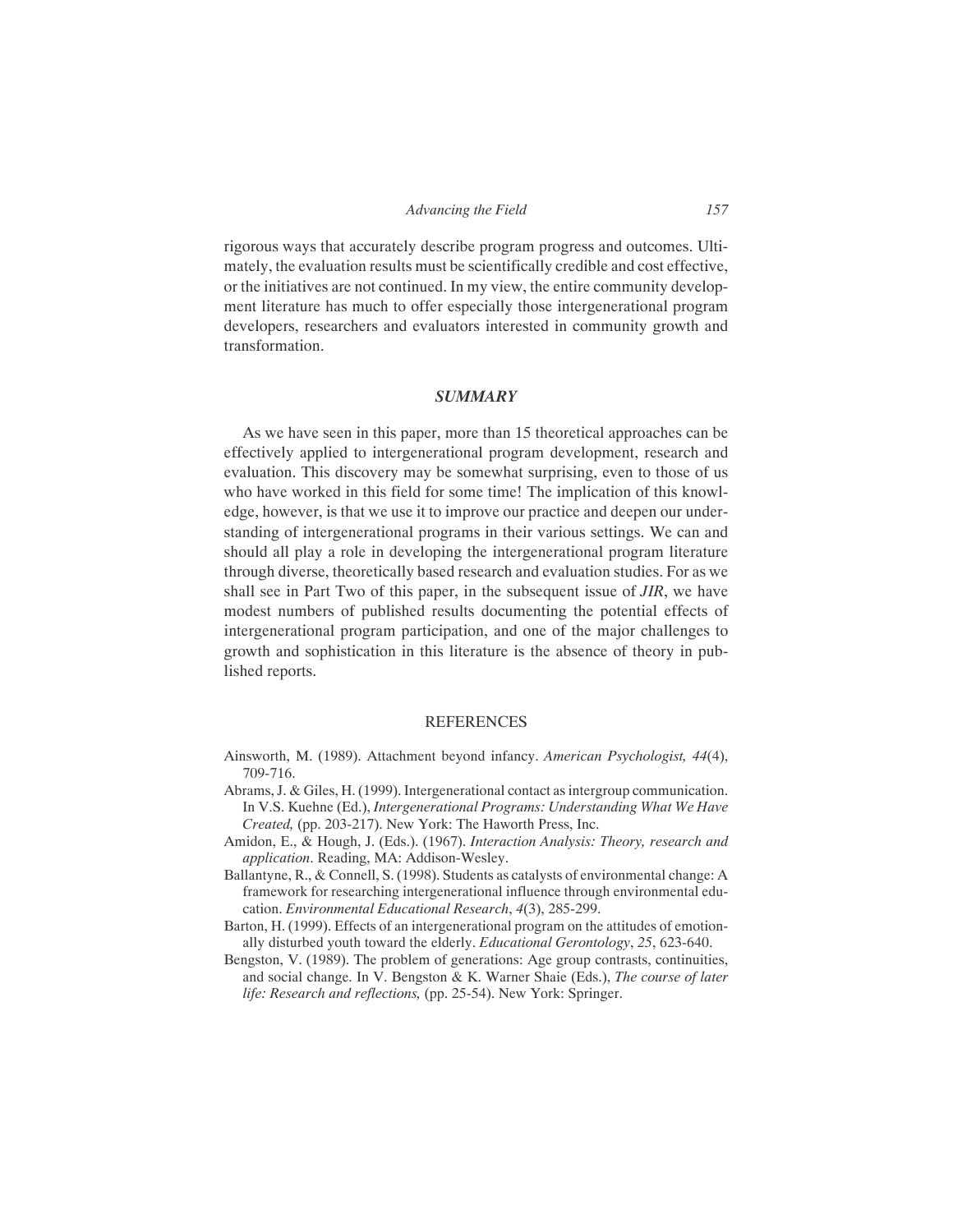rigorous ways that accurately describe program progress and outcomes. Ultimately, the evaluation results must be scientifically credible and cost effective, or the initiatives are not continued. In my view, the entire community development literature has much to offer especially those intergenerational program developers, researchers and evaluators interested in community growth and transformation.

## *SUMMARY*

As we have seen in this paper, more than 15 theoretical approaches can be effectively applied to intergenerational program development, research and evaluation. This discovery may be somewhat surprising, even to those of us who have worked in this field for some time! The implication of this knowledge, however, is that we use it to improve our practice and deepen our understanding of intergenerational programs in their various settings. We can and should all play a role in developing the intergenerational program literature through diverse, theoretically based research and evaluation studies. For as we shall see in Part Two of this paper, in the subsequent issue of *JIR*, we have modest numbers of published results documenting the potential effects of intergenerational program participation, and one of the major challenges to growth and sophistication in this literature is the absence of theory in published reports.

## REFERENCES

Ainsworth, M. (1989). Attachment beyond infancy. *American Psychologist, 44*(4), 709-716.

Abrams, J. & Giles, H. (1999). Intergenerational contact as intergroup communication. In V.S. Kuehne (Ed.), *Intergenerational Programs: Understanding What We Have Created,* (pp. 203-217). New York: The Haworth Press, Inc.

Amidon, E., & Hough, J. (Eds.). (1967). *Interaction Analysis: Theory, research and application*. Reading, MA: Addison-Wesley.

Ballantyne, R., & Connell, S. (1998). Students as catalysts of environmental change: A framework for researching intergenerational influence through environmental education. *Environmental Educational Research*, *4*(3), 285-299.

Barton, H. (1999). Effects of an intergenerational program on the attitudes of emotionally disturbed youth toward the elderly. *Educational Gerontology*, *25*, 623-640.

Bengston, V. (1989). The problem of generations: Age group contrasts, continuities, and social change. In V. Bengston & K. Warner Shaie (Eds.), *The course of later life: Research and reflections,* (pp. 25-54). New York: Springer.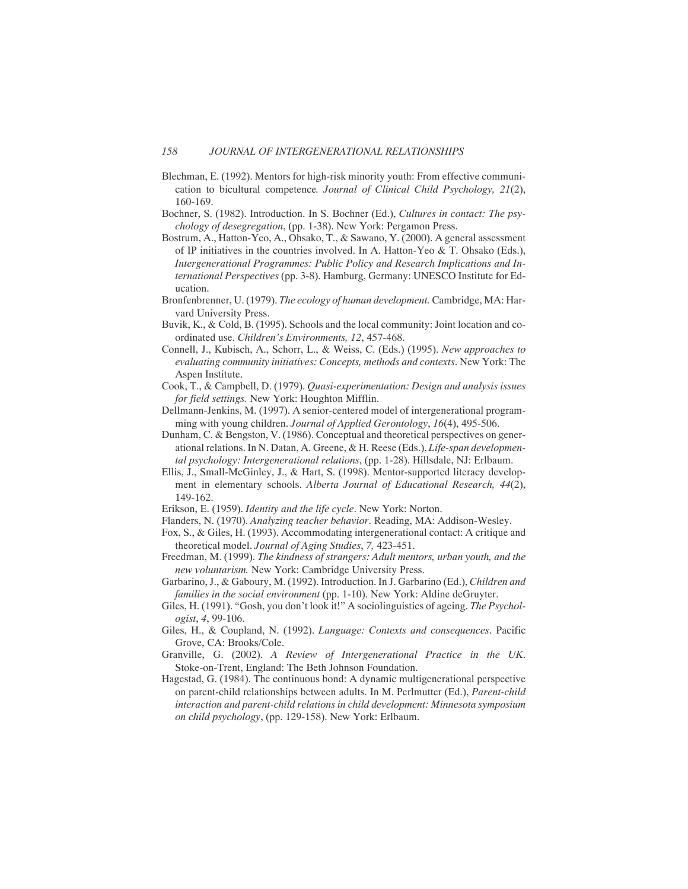Blechman, E. (1992). Mentors for high-risk minority youth: From effective communication to bicultural competence. *Journal of Clinical Child Psychology, 21*(2), 160-169.

Bochner, S. (1982). Introduction. In S. Bochner (Ed.), *Cultures in contact: The psychology of desegregation*, (pp. 1-38). New York: Pergamon Press.

Bostrum, A., Hatton-Yeo, A., Ohsako, T., & Sawano, Y. (2000). A general assessment of IP initiatives in the countries involved. In A. Hatton-Yeo & T. Ohsako (Eds.), *Intergenerational Programmes: Public Policy and Research Implications and International Perspectives* (pp. 3-8). Hamburg, Germany: UNESCO Institute for Education.

Bronfenbrenner, U. (1979). *The ecology of human development.* Cambridge, MA: Harvard University Press.

Buvik, K., & Cold, B. (1995). Schools and the local community: Joint location and coordinated use. *Children's Environments, 12*, 457-468.

Connell, J., Kubisch, A., Schorr, L., & Weiss, C. (Eds.) (1995). *New approaches to evaluating community initiatives: Concepts, methods and contexts*. New York: The Aspen Institute.

Cook, T., & Campbell, D. (1979). *Quasi-experimentation: Design and analysis issues for field settings.* New York: Houghton Mifflin.

Dellmann-Jenkins, M. (1997). A senior-centered model of intergenerational programming with young children. *Journal of Applied Gerontology*, *16*(4), 495-506.

Dunham, C. & Bengston, V. (1986). Conceptual and theoretical perspectives on generational relations. In N. Datan, A. Greene, & H. Reese (Eds.), *Life-span developmental psychology: Intergenerational relations*, (pp. 1-28). Hillsdale, NJ: Erlbaum.

Ellis, J., Small-McGinley, J., & Hart, S. (1998). Mentor-supported literacy development in elementary schools. *Alberta Journal of Educational Research, 44*(2), 149-162.

Erikson, E. (1959). *Identity and the life cycle*. New York: Norton.

Flanders, N. (1970). *Analyzing teacher behavior*. Reading, MA: Addison-Wesley.

Fox, S., & Giles, H. (1993). Accommodating intergenerational contact: A critique and theoretical model. *Journal of Aging Studies*, *7,* 423-451.

Freedman, M. (1999). *The kindness of strangers: Adult mentors, urban youth, and the new voluntarism.* New York: Cambridge University Press.

Garbarino, J., & Gaboury, M. (1992). Introduction. In J. Garbarino (Ed.), *Children and families in the social environment* (pp. 1-10). New York: Aldine deGruyter.

Giles, H. (1991). "Gosh, you don't look it!" A sociolinguistics of ageing. *The Psychologist*, *4*, 99-106.

Giles, H., & Coupland, N. (1992). *Language: Contexts and consequences*. Pacific Grove, CA: Brooks/Cole.

Granville, G. (2002). *A Review of Intergenerational Practice in the UK*. Stoke-on-Trent, England: The Beth Johnson Foundation.

Hagestad, G. (1984). The continuous bond: A dynamic multigenerational perspective on parent-child relationships between adults. In M. Perlmutter (Ed.), *Parent-child interaction and parent-child relations in child development: Minnesota symposium on child psychology*, (pp. 129-158). New York: Erlbaum.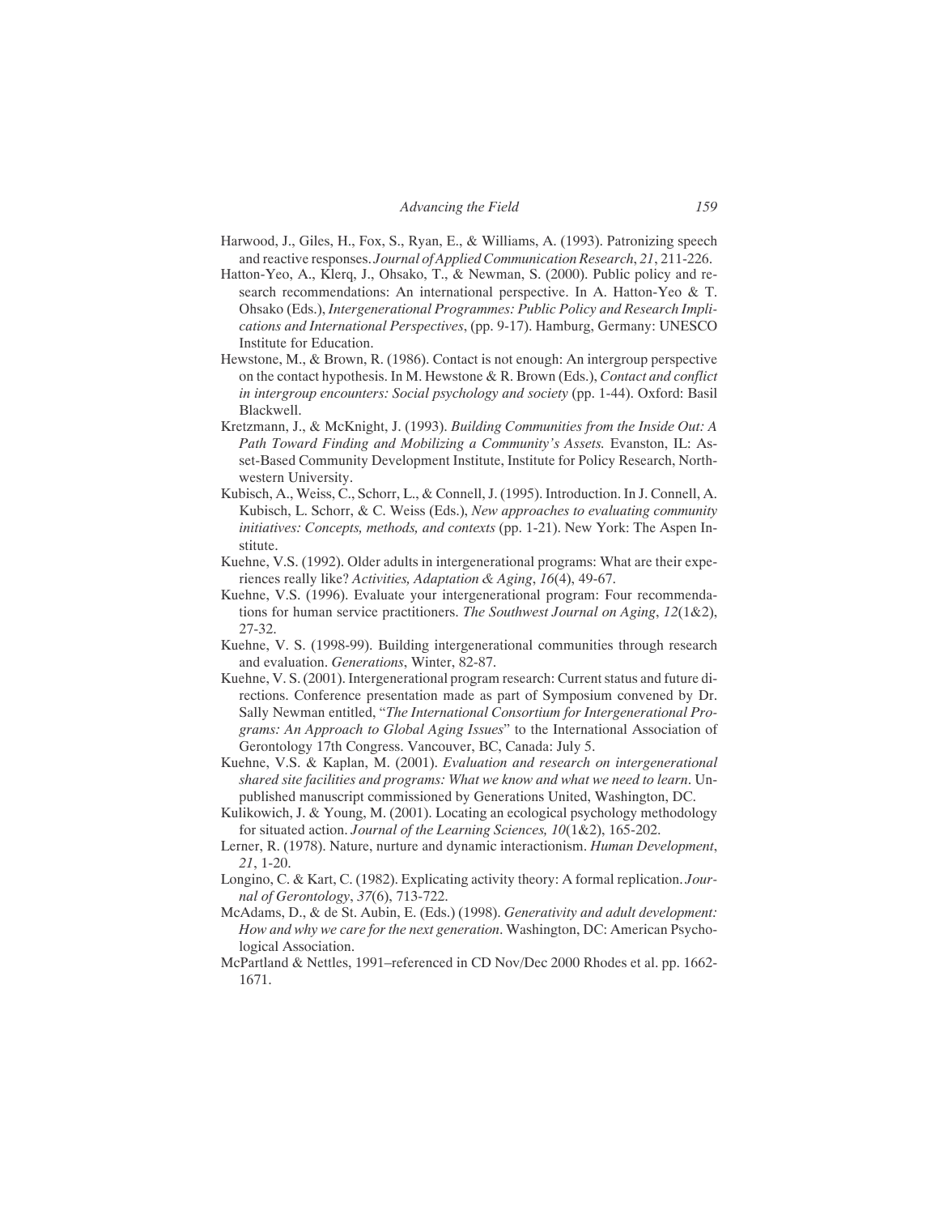Harwood, J., Giles, H., Fox, S., Ryan, E., & Williams, A. (1993). Patronizing speech and reactive responses. *Journal of Applied Communication Research*, *21*, 211-226.

Hatton-Yeo, A., Klerq, J., Ohsako, T., & Newman, S. (2000). Public policy and research recommendations: An international perspective. In A. Hatton-Yeo & T. Ohsako (Eds.), *Intergenerational Programmes: Public Policy and Research Implications and International Perspectives*, (pp. 9-17). Hamburg, Germany: UNESCO Institute for Education.

Hewstone, M., & Brown, R. (1986). Contact is not enough: An intergroup perspective on the contact hypothesis. In M. Hewstone & R. Brown (Eds.), *Contact and conflict in intergroup encounters: Social psychology and society* (pp. 1-44). Oxford: Basil Blackwell.

Kretzmann, J., & McKnight, J. (1993). *Building Communities from the Inside Out: A Path Toward Finding and Mobilizing a Community's Assets.* Evanston, IL: Asset-Based Community Development Institute, Institute for Policy Research, Northwestern University.

Kubisch, A., Weiss, C., Schorr, L., & Connell, J. (1995). Introduction. In J. Connell, A. Kubisch, L. Schorr, & C. Weiss (Eds.), *New approaches to evaluating community initiatives: Concepts, methods, and contexts* (pp. 1-21). New York: The Aspen Institute.

Kuehne, V.S. (1992). Older adults in intergenerational programs: What are their experiences really like? *Activities, Adaptation & Aging*, *16*(4), 49-67.

Kuehne, V.S. (1996). Evaluate your intergenerational program: Four recommendations for human service practitioners. *The Southwest Journal on Aging*, *12*(1&2), 27-32.

Kuehne, V. S. (1998-99). Building intergenerational communities through research and evaluation. *Generations*, Winter, 82-87.

Kuehne, V. S. (2001). Intergenerational program research: Current status and future directions. Conference presentation made as part of Symposium convened by Dr. Sally Newman entitled, "*The International Consortium for Intergenerational Programs: An Approach to Global Aging Issues*" to the International Association of Gerontology 17th Congress. Vancouver, BC, Canada: July 5.

Kuehne, V.S. & Kaplan, M. (2001). *Evaluation and research on intergenerational shared site facilities and programs: What we know and what we need to learn*. Unpublished manuscript commissioned by Generations United, Washington, DC.

Kulikowich, J. & Young, M. (2001). Locating an ecological psychology methodology for situated action. *Journal of the Learning Sciences, 10*(1&2), 165-202.

Lerner, R. (1978). Nature, nurture and dynamic interactionism. *Human Development*, *21*, 1-20.

Longino, C. & Kart, C. (1982). Explicating activity theory: A formal replication. *Journal of Gerontology*, *37*(6), 713-722.

McAdams, D., & de St. Aubin, E. (Eds.) (1998). *Generativity and adult development: How and why we care for the next generation*. Washington, DC: American Psychological Association.

McPartland & Nettles, 1991–referenced in CD Nov/Dec 2000 Rhodes et al. pp. 1662-1671.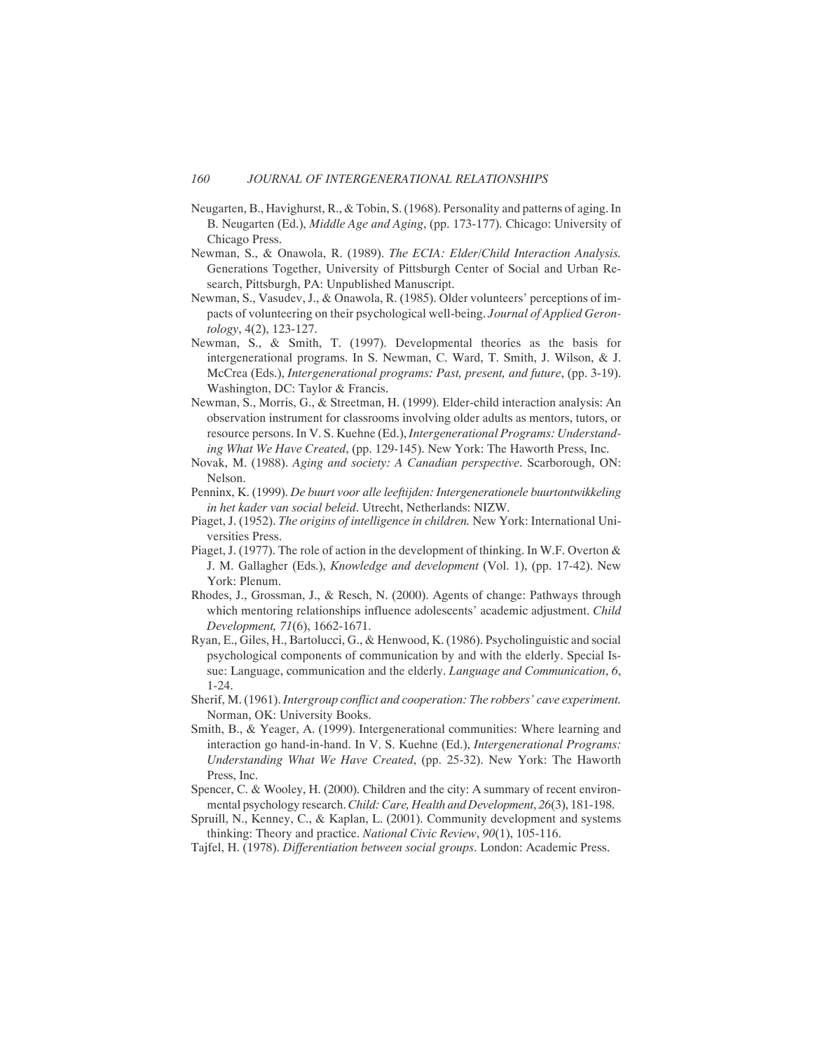Neugarten, B., Havighurst, R., & Tobin, S. (1968). Personality and patterns of aging. In B. Neugarten (Ed.), *Middle Age and Aging*, (pp. 173-177). Chicago: University of Chicago Press.

Newman, S., & Onawola, R. (1989). *The ECIA: Elder/Child Interaction Analysis.* Generations Together, University of Pittsburgh Center of Social and Urban Research, Pittsburgh, PA: Unpublished Manuscript.

Newman, S., Vasudev, J., & Onawola, R. (1985). Older volunteers' perceptions of impacts of volunteering on their psychological well-being. *Journal of Applied Gerontology*, 4(2), 123-127.

Newman, S., & Smith, T. (1997). Developmental theories as the basis for intergenerational programs. In S. Newman, C. Ward, T. Smith, J. Wilson, & J. McCrea (Eds.), *Intergenerational programs: Past, present, and future*, (pp. 3-19). Washington, DC: Taylor & Francis.

Newman, S., Morris, G., & Streetman, H. (1999). Elder-child interaction analysis: An observation instrument for classrooms involving older adults as mentors, tutors, or resource persons. In V. S. Kuehne (Ed.), *Intergenerational Programs: Understanding What We Have Created*, (pp. 129-145). New York: The Haworth Press, Inc.

Novak, M. (1988). *Aging and society: A Canadian perspective*. Scarborough, ON: Nelson.

Penninx, K. (1999). *De buurt voor alle leeftijden: Intergenerationele buurtontwikkeling in het kader van social beleid*. Utrecht, Netherlands: NIZW.

Piaget, J. (1952). *The origins of intelligence in children.* New York: International Universities Press.

Piaget, J. (1977). The role of action in the development of thinking. In W.F. Overton & J. M. Gallagher (Eds.), *Knowledge and development* (Vol. 1), (pp. 17-42). New York: Plenum.

Rhodes, J., Grossman, J., & Resch, N. (2000). Agents of change: Pathways through which mentoring relationships influence adolescents' academic adjustment. *Child Development, 71*(6), 1662-1671.

Ryan, E., Giles, H., Bartolucci, G., & Henwood, K. (1986). Psycholinguistic and social psychological components of communication by and with the elderly. Special Issue: Language, communication and the elderly. *Language and Communication*, *6*, 1-24.

Sherif, M. (1961). *Intergroup conflict and cooperation: The robbers' cave experiment.* Norman, OK: University Books.

Smith, B., & Yeager, A. (1999). Intergenerational communities: Where learning and interaction go hand-in-hand. In V. S. Kuehne (Ed.), *Intergenerational Programs: Understanding What We Have Created*, (pp. 25-32). New York: The Haworth Press, Inc.

Spencer, C. & Wooley, H. (2000). Children and the city: A summary of recent environmental psychology research. *Child: Care, Health and Development*, *26*(3), 181-198.

Spruill, N., Kenney, C., & Kaplan, L. (2001). Community development and systems thinking: Theory and practice. *National Civic Review*, *90*(1), 105-116.

Tajfel, H. (1978). *Differentiation between social groups*. London: Academic Press.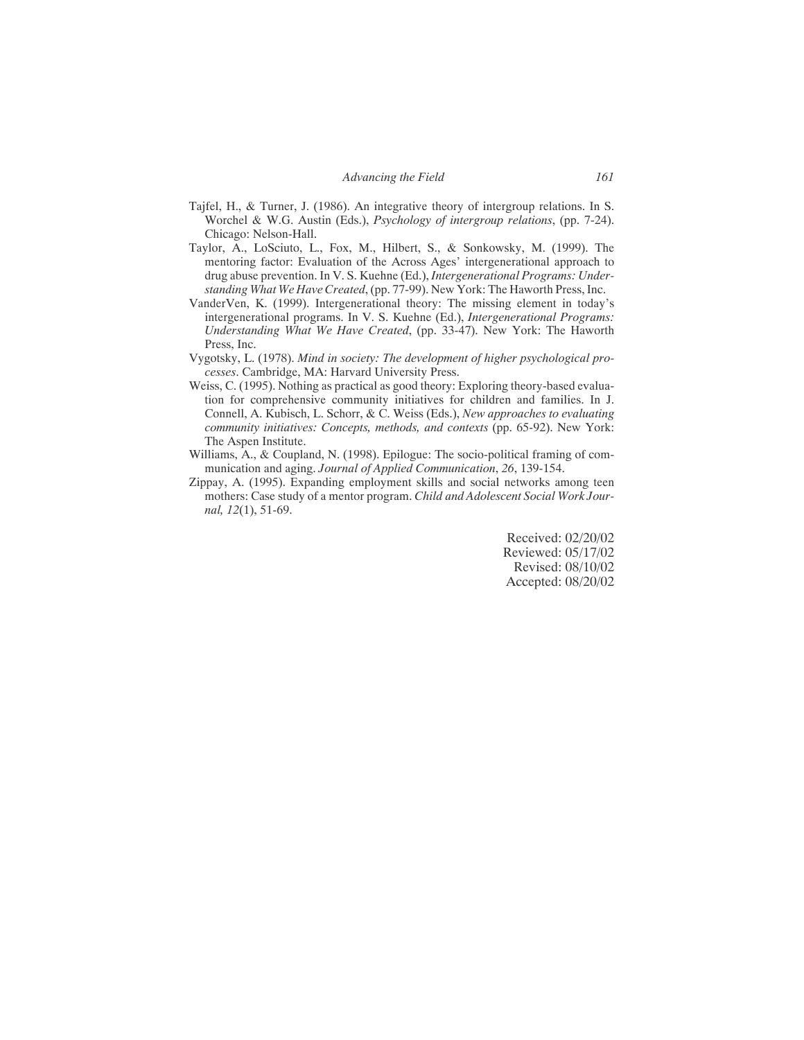Tajfel, H., & Turner, J. (1986). An integrative theory of intergroup relations. In S. Worchel & W.G. Austin (Eds.), *Psychology of intergroup relations*, (pp. 7-24). Chicago: Nelson-Hall.

Taylor, A., LoSciuto, L., Fox, M., Hilbert, S., & Sonkowsky, M. (1999). The mentoring factor: Evaluation of the Across Ages' intergenerational approach to drug abuse prevention. In V. S. Kuehne (Ed.), *Intergenerational Programs: Understanding What We Have Created*, (pp. 77-99). New York: The Haworth Press, Inc.

VanderVen, K. (1999). Intergenerational theory: The missing element in today's intergenerational programs. In V. S. Kuehne (Ed.), *Intergenerational Programs: Understanding What We Have Created*, (pp. 33-47). New York: The Haworth Press, Inc.

Vygotsky, L. (1978). *Mind in society: The development of higher psychological processes*. Cambridge, MA: Harvard University Press.

Weiss, C. (1995). Nothing as practical as good theory: Exploring theory-based evaluation for comprehensive community initiatives for children and families. In J. Connell, A. Kubisch, L. Schorr, & C. Weiss (Eds.), *New approaches to evaluating community initiatives: Concepts, methods, and contexts* (pp. 65-92). New York: The Aspen Institute.

Williams, A., & Coupland, N. (1998). Epilogue: The socio-political framing of communication and aging. *Journal of Applied Communication*, *26*, 139-154.

Zippay, A. (1995). Expanding employment skills and social networks among teen mothers: Case study of a mentor program. *Child and Adolescent Social Work Journal, 12*(1), 51-69.

Received: 02/20/02
Reviewed: 05/17/02
Revised: 08/10/02
Accepted: 08/20/02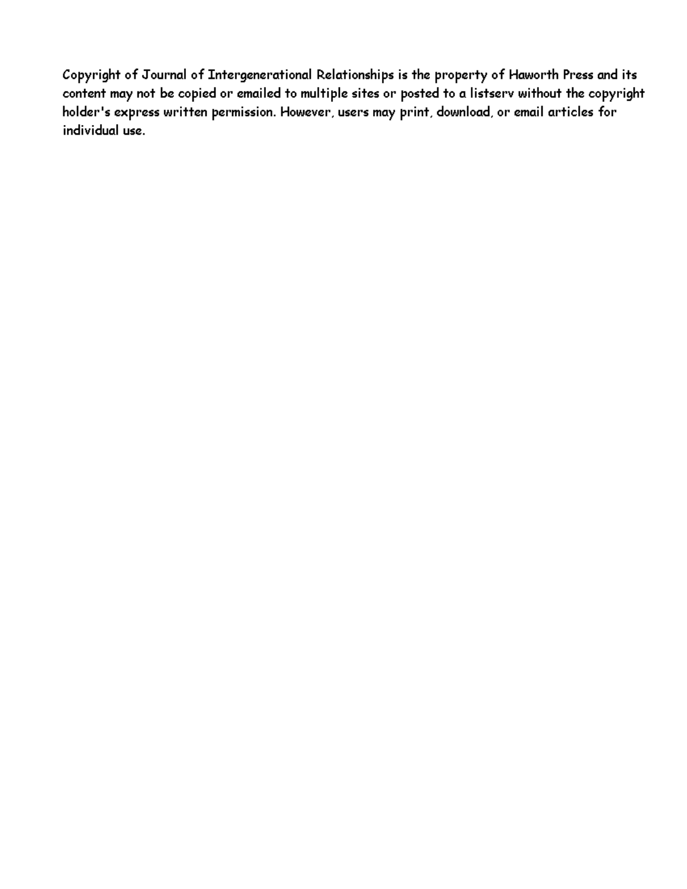Copyright of Journal of Intergenerational Relationships is the property of Haworth Press and its content may not be copied or emailed to multiple sites or posted to a listserv without the copyright holder's express written permission. However, users may print, download, or email articles for individual use.